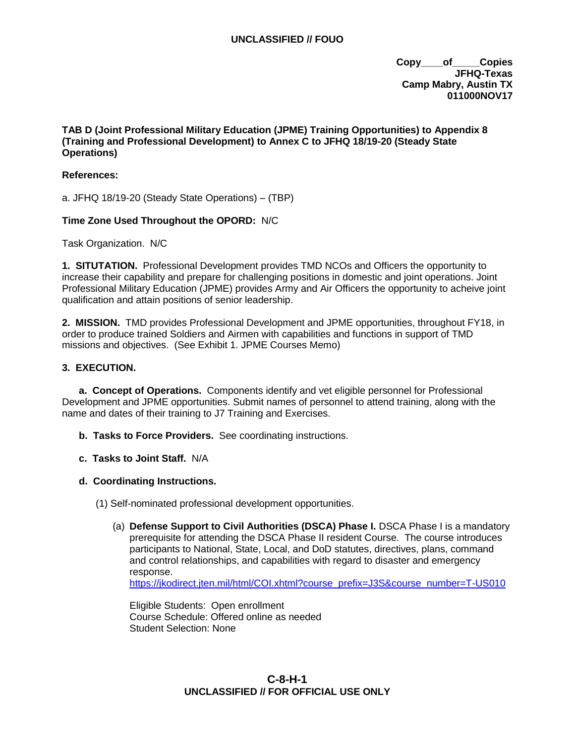Copy____of_____Copies
JFHQ-Texas
Camp Mabry, Austin TX
011000NOV17

**TAB D (Joint Professional Military Education (JPME) Training Opportunities) to Appendix 8 (Training and Professional Development) to Annex C to JFHQ 18/19-20 (Steady State Operations)**

**References:**

a. JFHQ 18/19-20 (Steady State Operations) – (TBP)

**Time Zone Used Throughout the OPORD:** N/C

Task Organization. N/C

**1. SITUTATION.** Professional Development provides TMD NCOs and Officers the opportunity to increase their capability and prepare for challenging positions in domestic and joint operations. Joint Professional Military Education (JPME) provides Army and Air Officers the opportunity to acheive joint qualification and attain positions of senior leadership.

**2. MISSION.** TMD provides Professional Development and JPME opportunities, throughout FY18, in order to produce trained Soldiers and Airmen with capabilities and functions in support of TMD missions and objectives. (See Exhibit 1. JPME Courses Memo)

**3. EXECUTION.**

**a. Concept of Operations.** Components identify and vet eligible personnel for Professional Development and JPME opportunities. Submit names of personnel to attend training, along with the name and dates of their training to J7 Training and Exercises.

**b. Tasks to Force Providers.** See coordinating instructions.

**c. Tasks to Joint Staff.** N/A

**d. Coordinating Instructions.**

(1) Self-nominated professional development opportunities.

(a) **Defense Support to Civil Authorities (DSCA) Phase I.** DSCA Phase I is a mandatory prerequisite for attending the DSCA Phase II resident Course. The course introduces participants to National, State, Local, and DoD statutes, directives, plans, command and control relationships, and capabilities with regard to disaster and emergency response.
https://jkodirect.jten.mil/html/COI.xhtml?course_prefix=J3S&course_number=T-US010

Eligible Students: Open enrollment
Course Schedule: Offered online as needed
Student Selection: None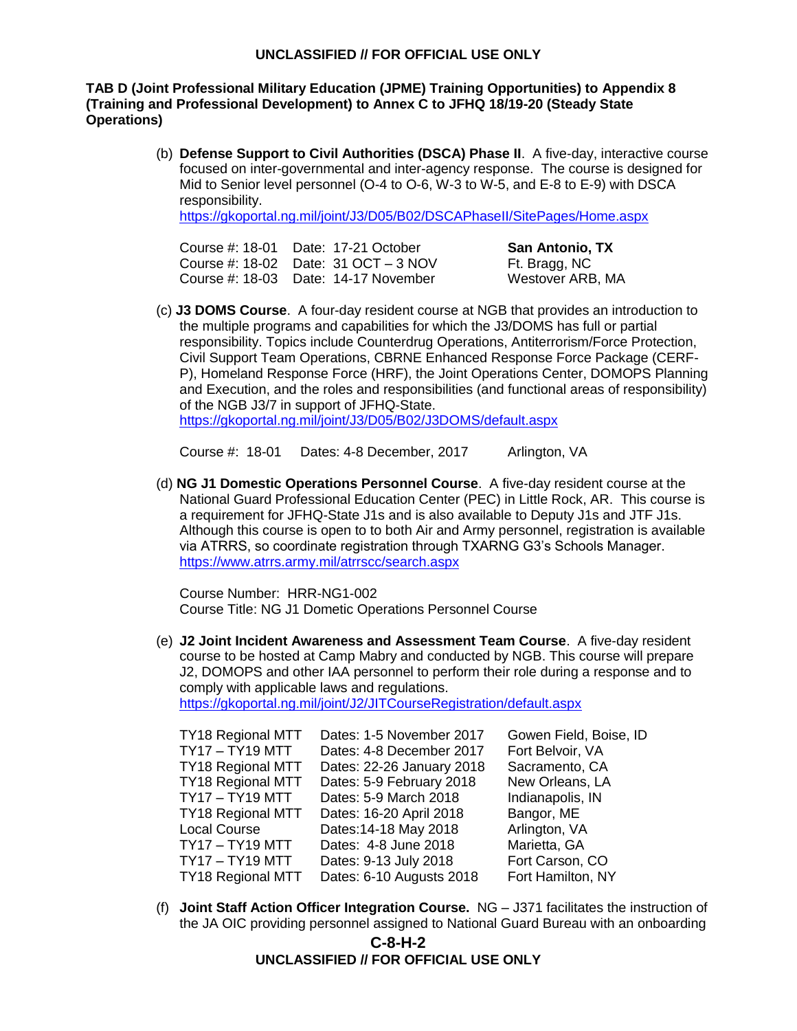**TAB D (Joint Professional Military Education (JPME) Training Opportunities) to Appendix 8 (Training and Professional Development) to Annex C to JFHQ 18/19-20 (Steady State Operations)**

(b) **Defense Support to Civil Authorities (DSCA) Phase II**. A five-day, interactive course focused on inter-governmental and inter-agency response. The course is designed for Mid to Senior level personnel (O-4 to O-6, W-3 to W-5, and E-8 to E-9) with DSCA responsibility.
https://gkoportal.ng.mil/joint/J3/D05/B02/DSCAPhaseII/SitePages/Home.aspx

| | | |
|---|---|---|
| Course #: 18-01 | Date: 17-21 October | **San Antonio, TX** |
| Course #: 18-02 | Date: 31 OCT – 3 NOV | Ft. Bragg, NC |
| Course #: 18-03 | Date: 14-17 November | Westover ARB, MA |

(c) **J3 DOMS Course**. A four-day resident course at NGB that provides an introduction to the multiple programs and capabilities for which the J3/DOMS has full or partial responsibility. Topics include Counterdrug Operations, Antiterrorism/Force Protection, Civil Support Team Operations, CBRNE Enhanced Response Force Package (CERF-P), Homeland Response Force (HRF), the Joint Operations Center, DOMOPS Planning and Execution, and the roles and responsibilities (and functional areas of responsibility) of the NGB J3/7 in support of JFHQ-State.
https://gkoportal.ng.mil/joint/J3/D05/B02/J3DOMS/default.aspx

Course #: 18-01 Dates: 4-8 December, 2017 Arlington, VA

(d) **NG J1 Domestic Operations Personnel Course**. A five-day resident course at the National Guard Professional Education Center (PEC) in Little Rock, AR. This course is a requirement for JFHQ-State J1s and is also available to Deputy J1s and JTF J1s. Although this course is open to to both Air and Army personnel, registration is available via ATRRS, so coordinate registration through TXARNG G3's Schools Manager.
https://www.atrrs.army.mil/atrrscc/search.aspx

Course Number: HRR-NG1-002
Course Title: NG J1 Dometic Operations Personnel Course

(e) **J2 Joint Incident Awareness and Assessment Team Course**. A five-day resident course to be hosted at Camp Mabry and conducted by NGB. This course will prepare J2, DOMOPS and other IAA personnel to perform their role during a response and to comply with applicable laws and regulations.
https://gkoportal.ng.mil/joint/J2/JITCourseRegistration/default.aspx

| | | |
|---|---|---|
| TY18 Regional MTT | Dates: 1-5 November 2017 | Gowen Field, Boise, ID |
| TY17 – TY19 MTT | Dates: 4-8 December 2017 | Fort Belvoir, VA |
| TY18 Regional MTT | Dates: 22-26 January 2018 | Sacramento, CA |
| TY18 Regional MTT | Dates: 5-9 February 2018 | New Orleans, LA |
| TY17 – TY19 MTT | Dates: 5-9 March 2018 | Indianapolis, IN |
| TY18 Regional MTT | Dates: 16-20 April 2018 | Bangor, ME |
| Local Course | Dates:14-18 May 2018 | Arlington, VA |
| TY17 – TY19 MTT | Dates: 4-8 June 2018 | Marietta, GA |
| TY17 – TY19 MTT | Dates: 9-13 July 2018 | Fort Carson, CO |
| TY18 Regional MTT | Dates: 6-10 Augusts 2018 | Fort Hamilton, NY |

(f) **Joint Staff Action Officer Integration Course.** NG – J371 facilitates the instruction of the JA OIC providing personnel assigned to National Guard Bureau with an onboarding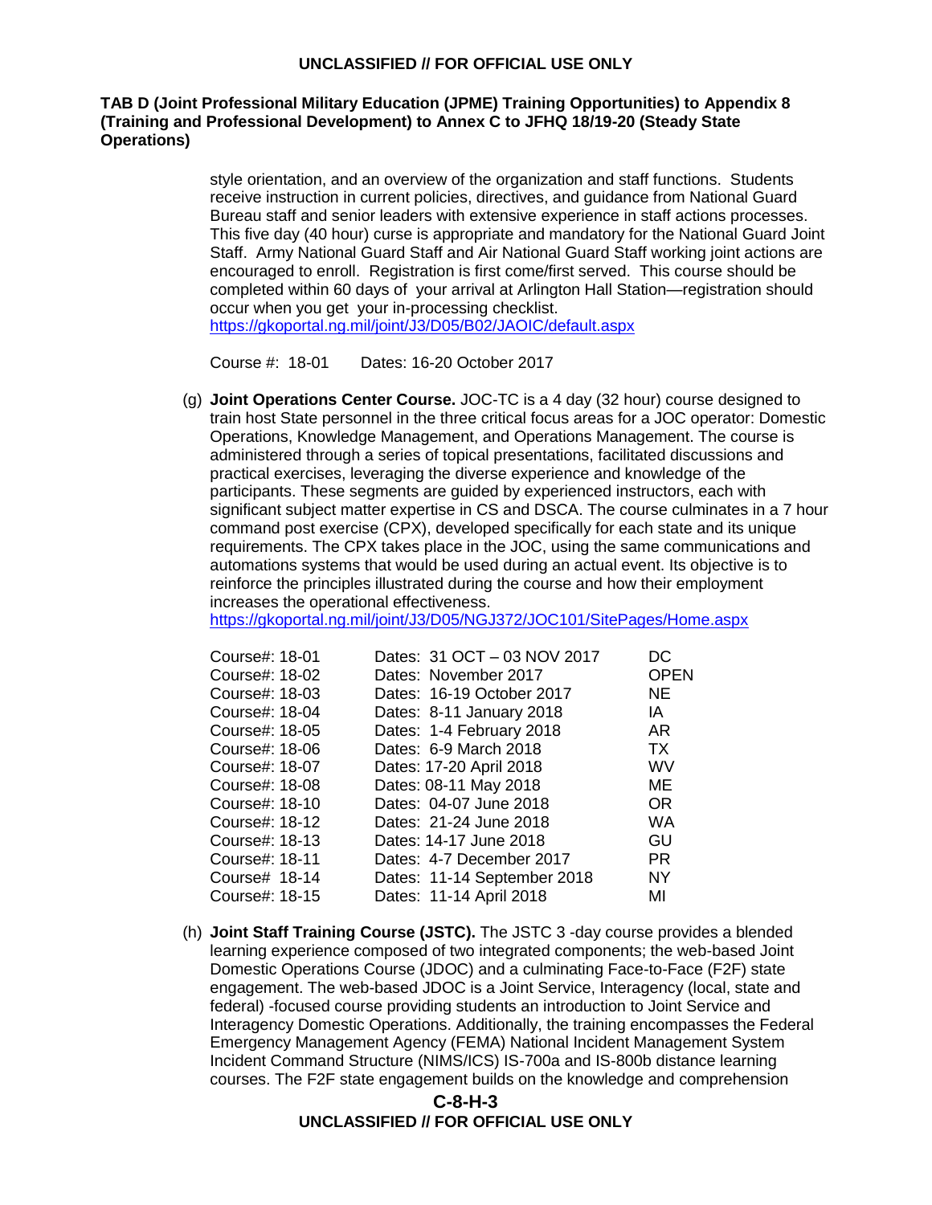style orientation, and an overview of the organization and staff functions. Students receive instruction in current policies, directives, and guidance from National Guard Bureau staff and senior leaders with extensive experience in staff actions processes. This five day (40 hour) curse is appropriate and mandatory for the National Guard Joint Staff. Army National Guard Staff and Air National Guard Staff working joint actions are encouraged to enroll. Registration is first come/first served. This course should be completed within 60 days of your arrival at Arlington Hall Station—registration should occur when you get your in-processing checklist.
https://gkoportal.ng.mil/joint/J3/D05/B02/JAOIC/default.aspx

Course #: 18-01 Dates: 16-20 October 2017

(g) **Joint Operations Center Course.** JOC-TC is a 4 day (32 hour) course designed to train host State personnel in the three critical focus areas for a JOC operator: Domestic Operations, Knowledge Management, and Operations Management. The course is administered through a series of topical presentations, facilitated discussions and practical exercises, leveraging the diverse experience and knowledge of the participants. These segments are guided by experienced instructors, each with significant subject matter expertise in CS and DSCA. The course culminates in a 7 hour command post exercise (CPX), developed specifically for each state and its unique requirements. The CPX takes place in the JOC, using the same communications and automations systems that would be used during an actual event. Its objective is to reinforce the principles illustrated during the course and how their employment increases the operational effectiveness.
https://gkoportal.ng.mil/joint/J3/D05/NGJ372/JOC101/SitePages/Home.aspx

| Course | Dates | Location |
|---|---|---|
| Course#: 18-01 | Dates: 31 OCT – 03 NOV 2017 | DC |
| Course#: 18-02 | Dates: November 2017 | OPEN |
| Course#: 18-03 | Dates: 16-19 October 2017 | NE |
| Course#: 18-04 | Dates: 8-11 January 2018 | IA |
| Course#: 18-05 | Dates: 1-4 February 2018 | AR |
| Course#: 18-06 | Dates: 6-9 March 2018 | TX |
| Course#: 18-07 | Dates: 17-20 April 2018 | WV |
| Course#: 18-08 | Dates: 08-11 May 2018 | ME |
| Course#: 18-10 | Dates: 04-07 June 2018 | OR |
| Course#: 18-12 | Dates: 21-24 June 2018 | WA |
| Course#: 18-13 | Dates: 14-17 June 2018 | GU |
| Course#: 18-11 | Dates: 4-7 December 2017 | PR |
| Course# 18-14 | Dates: 11-14 September 2018 | NY |
| Course#: 18-15 | Dates: 11-14 April 2018 | MI |

(h) **Joint Staff Training Course (JSTC).** The JSTC 3 -day course provides a blended learning experience composed of two integrated components; the web-based Joint Domestic Operations Course (JDOC) and a culminating Face-to-Face (F2F) state engagement. The web-based JDOC is a Joint Service, Interagency (local, state and federal) -focused course providing students an introduction to Joint Service and Interagency Domestic Operations. Additionally, the training encompasses the Federal Emergency Management Agency (FEMA) National Incident Management System Incident Command Structure (NIMS/ICS) IS-700a and IS-800b distance learning courses. The F2F state engagement builds on the knowledge and comprehension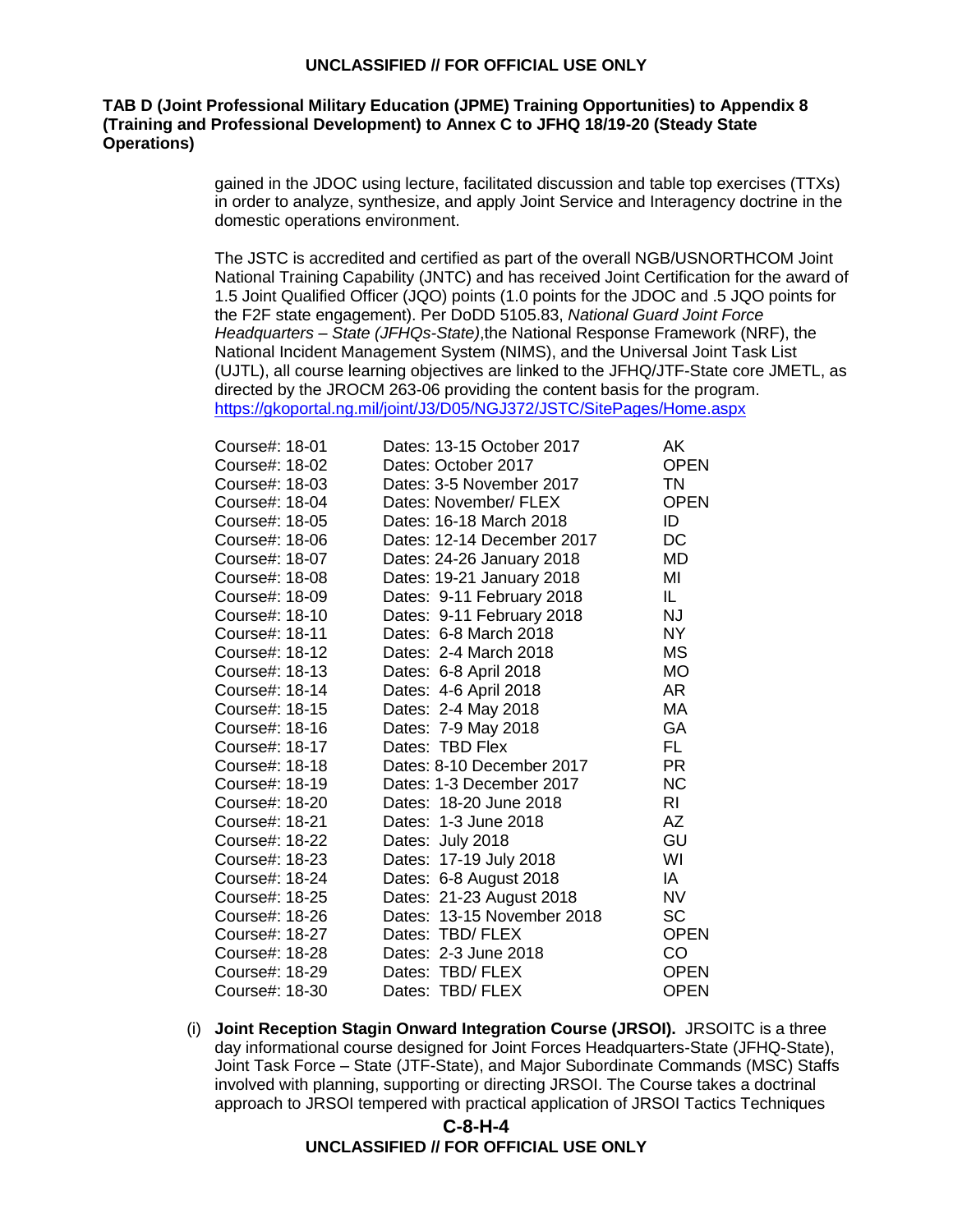**TAB D (Joint Professional Military Education (JPME) Training Opportunities) to Appendix 8 (Training and Professional Development) to Annex C to JFHQ 18/19-20 (Steady State Operations)**

gained in the JDOC using lecture, facilitated discussion and table top exercises (TTXs) in order to analyze, synthesize, and apply Joint Service and Interagency doctrine in the domestic operations environment.

The JSTC is accredited and certified as part of the overall NGB/USNORTHCOM Joint National Training Capability (JNTC) and has received Joint Certification for the award of 1.5 Joint Qualified Officer (JQO) points (1.0 points for the JDOC and .5 JQO points for the F2F state engagement). Per DoDD 5105.83, *National Guard Joint Force Headquarters – State (JFHQs-State)*,the National Response Framework (NRF), the National Incident Management System (NIMS), and the Universal Joint Task List (UJTL), all course learning objectives are linked to the JFHQ/JTF-State core JMETL, as directed by the JROCM 263-06 providing the content basis for the program. https://gkoportal.ng.mil/joint/J3/D05/NGJ372/JSTC/SitePages/Home.aspx

| Course# | Dates | State |
|---|---|---|
| Course#: 18-01 | Dates: 13-15 October 2017 | AK |
| Course#: 18-02 | Dates: October 2017 | OPEN |
| Course#: 18-03 | Dates: 3-5 November 2017 | TN |
| Course#: 18-04 | Dates: November/ FLEX | OPEN |
| Course#: 18-05 | Dates: 16-18 March 2018 | ID |
| Course#: 18-06 | Dates: 12-14 December 2017 | DC |
| Course#: 18-07 | Dates: 24-26 January 2018 | MD |
| Course#: 18-08 | Dates: 19-21 January 2018 | MI |
| Course#: 18-09 | Dates: 9-11 February 2018 | IL |
| Course#: 18-10 | Dates: 9-11 February 2018 | NJ |
| Course#: 18-11 | Dates: 6-8 March 2018 | NY |
| Course#: 18-12 | Dates: 2-4 March 2018 | MS |
| Course#: 18-13 | Dates: 6-8 April 2018 | MO |
| Course#: 18-14 | Dates: 4-6 April 2018 | AR |
| Course#: 18-15 | Dates: 2-4 May 2018 | MA |
| Course#: 18-16 | Dates: 7-9 May 2018 | GA |
| Course#: 18-17 | Dates: TBD Flex | FL |
| Course#: 18-18 | Dates: 8-10 December 2017 | PR |
| Course#: 18-19 | Dates: 1-3 December 2017 | NC |
| Course#: 18-20 | Dates: 18-20 June 2018 | RI |
| Course#: 18-21 | Dates: 1-3 June 2018 | AZ |
| Course#: 18-22 | Dates: July 2018 | GU |
| Course#: 18-23 | Dates: 17-19 July 2018 | WI |
| Course#: 18-24 | Dates: 6-8 August 2018 | IA |
| Course#: 18-25 | Dates: 21-23 August 2018 | NV |
| Course#: 18-26 | Dates: 13-15 November 2018 | SC |
| Course#: 18-27 | Dates: TBD/ FLEX | OPEN |
| Course#: 18-28 | Dates: 2-3 June 2018 | CO |
| Course#: 18-29 | Dates: TBD/ FLEX | OPEN |
| Course#: 18-30 | Dates: TBD/ FLEX | OPEN |

(i) **Joint Reception Stagin Onward Integration Course (JRSOI).** JRSOITC is a three day informational course designed for Joint Forces Headquarters-State (JFHQ-State), Joint Task Force – State (JTF-State), and Major Subordinate Commands (MSC) Staffs involved with planning, supporting or directing JRSOI. The Course takes a doctrinal approach to JRSOI tempered with practical application of JRSOI Tactics Techniques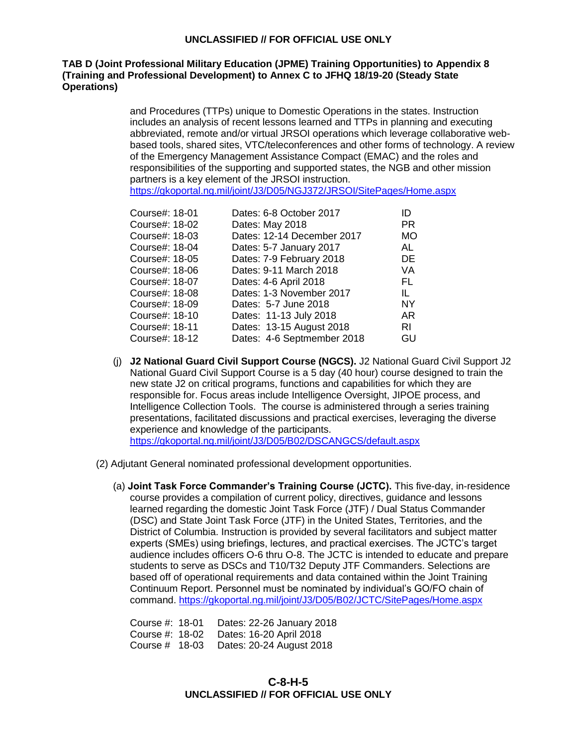**TAB D (Joint Professional Military Education (JPME) Training Opportunities) to Appendix 8 (Training and Professional Development) to Annex C to JFHQ 18/19-20 (Steady State Operations)**

and Procedures (TTPs) unique to Domestic Operations in the states. Instruction includes an analysis of recent lessons learned and TTPs in planning and executing abbreviated, remote and/or virtual JRSOI operations which leverage collaborative web-based tools, shared sites, VTC/teleconferences and other forms of technology. A review of the Emergency Management Assistance Compact (EMAC) and the roles and responsibilities of the supporting and supported states, the NGB and other mission partners is a key element of the JRSOI instruction.
https://gkoportal.ng.mil/joint/J3/D05/NGJ372/JRSOI/SitePages/Home.aspx

| | | |
|---|---|---|
| Course#: 18-01 | Dates: 6-8 October 2017 | ID |
| Course#: 18-02 | Dates: May 2018 | PR |
| Course#: 18-03 | Dates: 12-14 December 2017 | MO |
| Course#: 18-04 | Dates: 5-7 January 2017 | AL |
| Course#: 18-05 | Dates: 7-9 February 2018 | DE |
| Course#: 18-06 | Dates: 9-11 March 2018 | VA |
| Course#: 18-07 | Dates: 4-6 April 2018 | FL |
| Course#: 18-08 | Dates: 1-3 November 2017 | IL |
| Course#: 18-09 | Dates: 5-7 June 2018 | NY |
| Course#: 18-10 | Dates: 11-13 July 2018 | AR |
| Course#: 18-11 | Dates: 13-15 August 2018 | RI |
| Course#: 18-12 | Dates: 4-6 Septmember 2018 | GU |

(j) **J2 National Guard Civil Support Course (NGCS).** J2 National Guard Civil Support J2 National Guard Civil Support Course is a 5 day (40 hour) course designed to train the new state J2 on critical programs, functions and capabilities for which they are responsible for. Focus areas include Intelligence Oversight, JIPOE process, and Intelligence Collection Tools. The course is administered through a series training presentations, facilitated discussions and practical exercises, leveraging the diverse experience and knowledge of the participants.
https://gkoportal.ng.mil/joint/J3/D05/B02/DSCANGCS/default.aspx

(2) Adjutant General nominated professional development opportunities.

(a) **Joint Task Force Commander's Training Course (JCTC).** This five-day, in-residence course provides a compilation of current policy, directives, guidance and lessons learned regarding the domestic Joint Task Force (JTF) / Dual Status Commander (DSC) and State Joint Task Force (JTF) in the United States, Territories, and the District of Columbia. Instruction is provided by several facilitators and subject matter experts (SMEs) using briefings, lectures, and practical exercises. The JCTC's target audience includes officers O-6 thru O-8. The JCTC is intended to educate and prepare students to serve as DSCs and T10/T32 Deputy JTF Commanders. Selections are based off of operational requirements and data contained within the Joint Training Continuum Report. Personnel must be nominated by individual's GO/FO chain of command. https://gkoportal.ng.mil/joint/J3/D05/B02/JCTC/SitePages/Home.aspx

| | |
|---|---|
| Course #: 18-01 | Dates: 22-26 January 2018 |
| Course #: 18-02 | Dates: 16-20 April 2018 |
| Course # 18-03 | Dates: 20-24 August 2018 |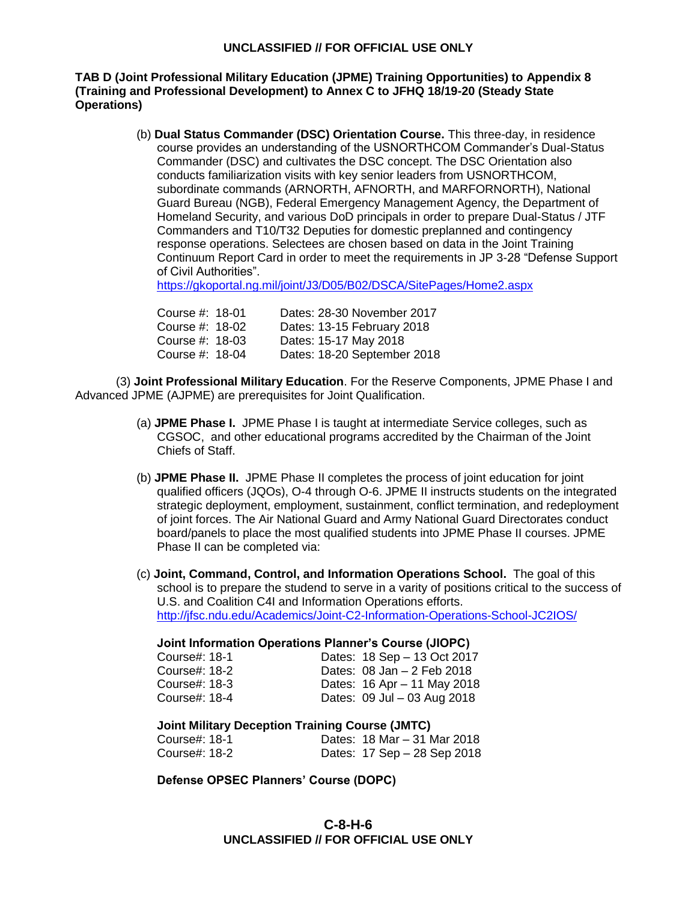**TAB D (Joint Professional Military Education (JPME) Training Opportunities) to Appendix 8 (Training and Professional Development) to Annex C to JFHQ 18/19-20 (Steady State Operations)**

(b) **Dual Status Commander (DSC) Orientation Course.** This three-day, in residence course provides an understanding of the USNORTHCOM Commander's Dual-Status Commander (DSC) and cultivates the DSC concept. The DSC Orientation also conducts familiarization visits with key senior leaders from USNORTHCOM, subordinate commands (ARNORTH, AFNORTH, and MARFORNORTH), National Guard Bureau (NGB), Federal Emergency Management Agency, the Department of Homeland Security, and various DoD principals in order to prepare Dual-Status / JTF Commanders and T10/T32 Deputies for domestic preplanned and contingency response operations. Selectees are chosen based on data in the Joint Training Continuum Report Card in order to meet the requirements in JP 3-28 "Defense Support of Civil Authorities".
https://gkoportal.ng.mil/joint/J3/D05/B02/DSCA/SitePages/Home2.aspx

| Course #: | Dates: |
|---|---|
| 18-01 | 28-30 November 2017 |
| 18-02 | 13-15 February 2018 |
| 18-03 | 15-17 May 2018 |
| 18-04 | 18-20 September 2018 |

(3) **Joint Professional Military Education**. For the Reserve Components, JPME Phase I and Advanced JPME (AJPME) are prerequisites for Joint Qualification.

(a) **JPME Phase I.** JPME Phase I is taught at intermediate Service colleges, such as CGSOC, and other educational programs accredited by the Chairman of the Joint Chiefs of Staff.

(b) **JPME Phase II.** JPME Phase II completes the process of joint education for joint qualified officers (JQOs), O-4 through O-6. JPME II instructs students on the integrated strategic deployment, employment, sustainment, conflict termination, and redeployment of joint forces. The Air National Guard and Army National Guard Directorates conduct board/panels to place the most qualified students into JPME Phase II courses. JPME Phase II can be completed via:

(c) **Joint, Command, Control, and Information Operations School.** The goal of this school is to prepare the studend to serve in a varity of positions critical to the success of U.S. and Coalition C4I and Information Operations efforts.
http://jfsc.ndu.edu/Academics/Joint-C2-Information-Operations-School-JC2IOS/

**Joint Information Operations Planner's Course (JIOPC)**

| Course#: | Dates: |
|---|---|
| 18-1 | 18 Sep – 13 Oct 2017 |
| 18-2 | 08 Jan – 2 Feb 2018 |
| 18-3 | 16 Apr – 11 May 2018 |
| 18-4 | 09 Jul – 03 Aug 2018 |

**Joint Military Deception Training Course (JMTC)**

| Course#: | Dates: |
|---|---|
| 18-1 | 18 Mar – 31 Mar 2018 |
| 18-2 | 17 Sep – 28 Sep 2018 |

**Defense OPSEC Planners' Course (DOPC)**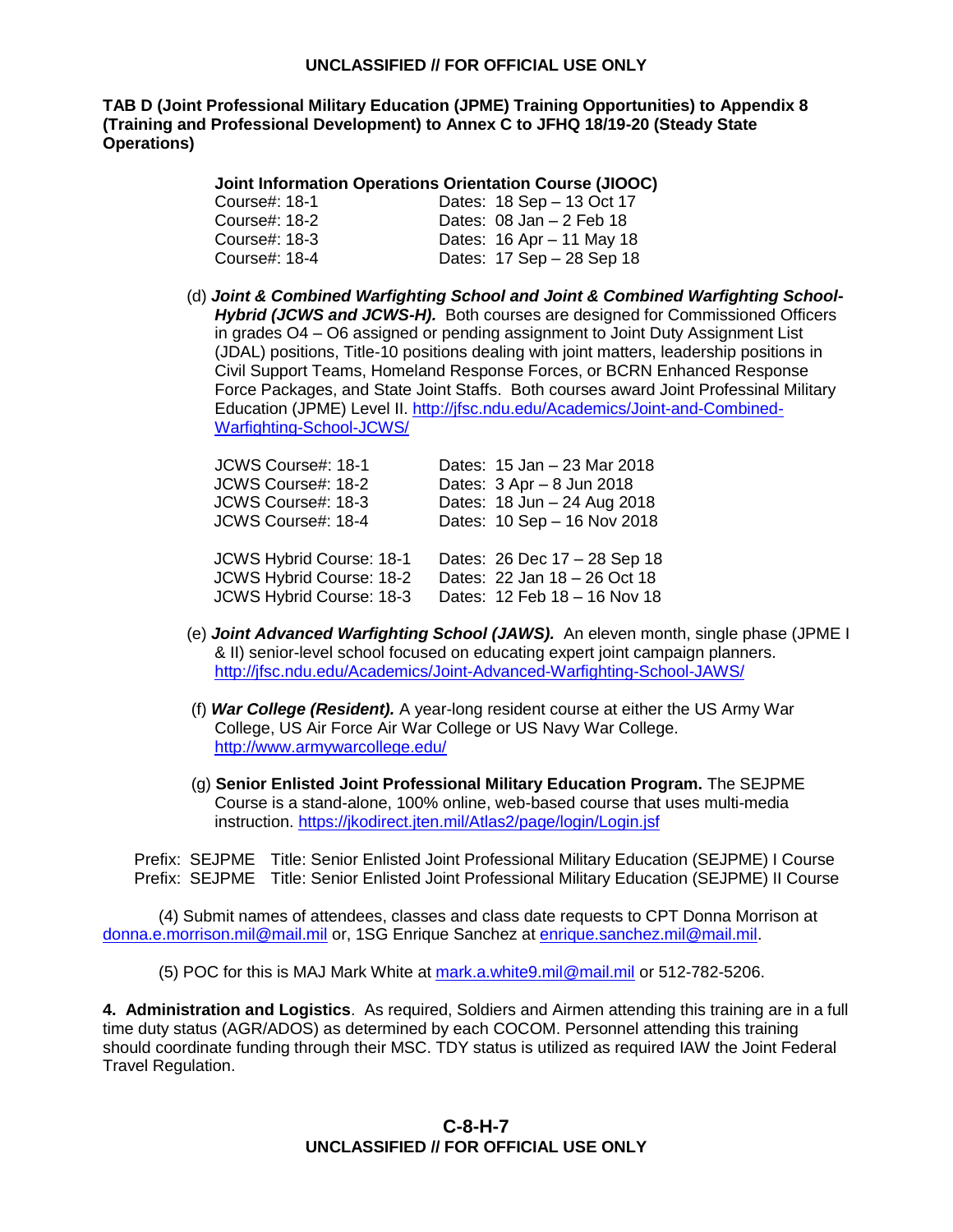**TAB D (Joint Professional Military Education (JPME) Training Opportunities) to Appendix 8 (Training and Professional Development) to Annex C to JFHQ 18/19-20 (Steady State Operations)**

**Joint Information Operations Orientation Course (JIOOC)**

| | |
|---|---|
| Course#: 18-1 | Dates: 18 Sep – 13 Oct 17 |
| Course#: 18-2 | Dates: 08 Jan – 2 Feb 18 |
| Course#: 18-3 | Dates: 16 Apr – 11 May 18 |
| Course#: 18-4 | Dates: 17 Sep – 28 Sep 18 |

(d) ***Joint & Combined Warfighting School and Joint & Combined Warfighting School-Hybrid (JCWS and JCWS-H).*** Both courses are designed for Commissioned Officers in grades O4 – O6 assigned or pending assignment to Joint Duty Assignment List (JDAL) positions, Title-10 positions dealing with joint matters, leadership positions in Civil Support Teams, Homeland Response Forces, or BCRN Enhanced Response Force Packages, and State Joint Staffs. Both courses award Joint Professinal Military Education (JPME) Level II. http://jfsc.ndu.edu/Academics/Joint-and-Combined-Warfighting-School-JCWS/

| | |
|---|---|
| JCWS Course#: 18-1 | Dates: 15 Jan – 23 Mar 2018 |
| JCWS Course#: 18-2 | Dates: 3 Apr – 8 Jun 2018 |
| JCWS Course#: 18-3 | Dates: 18 Jun – 24 Aug 2018 |
| JCWS Course#: 18-4 | Dates: 10 Sep – 16 Nov 2018 |
| JCWS Hybrid Course: 18-1 | Dates: 26 Dec 17 – 28 Sep 18 |
| JCWS Hybrid Course: 18-2 | Dates: 22 Jan 18 – 26 Oct 18 |
| JCWS Hybrid Course: 18-3 | Dates: 12 Feb 18 – 16 Nov 18 |

(e) ***Joint Advanced Warfighting School (JAWS).*** An eleven month, single phase (JPME I & II) senior-level school focused on educating expert joint campaign planners. http://jfsc.ndu.edu/Academics/Joint-Advanced-Warfighting-School-JAWS/

(f) ***War College (Resident).*** A year-long resident course at either the US Army War College, US Air Force Air War College or US Navy War College. http://www.armywarcollege.edu/

(g) **Senior Enlisted Joint Professional Military Education Program.** The SEJPME Course is a stand-alone, 100% online, web-based course that uses multi-media instruction. https://jkodirect.jten.mil/Atlas2/page/login/Login.jsf

Prefix: SEJPME Title: Senior Enlisted Joint Professional Military Education (SEJPME) I Course
Prefix: SEJPME Title: Senior Enlisted Joint Professional Military Education (SEJPME) II Course

(4) Submit names of attendees, classes and class date requests to CPT Donna Morrison at donna.e.morrison.mil@mail.mil or, 1SG Enrique Sanchez at enrique.sanchez.mil@mail.mil.

(5) POC for this is MAJ Mark White at mark.a.white9.mil@mail.mil or 512-782-5206.

**4. Administration and Logistics**. As required, Soldiers and Airmen attending this training are in a full time duty status (AGR/ADOS) as determined by each COCOM. Personnel attending this training should coordinate funding through their MSC. TDY status is utilized as required IAW the Joint Federal Travel Regulation.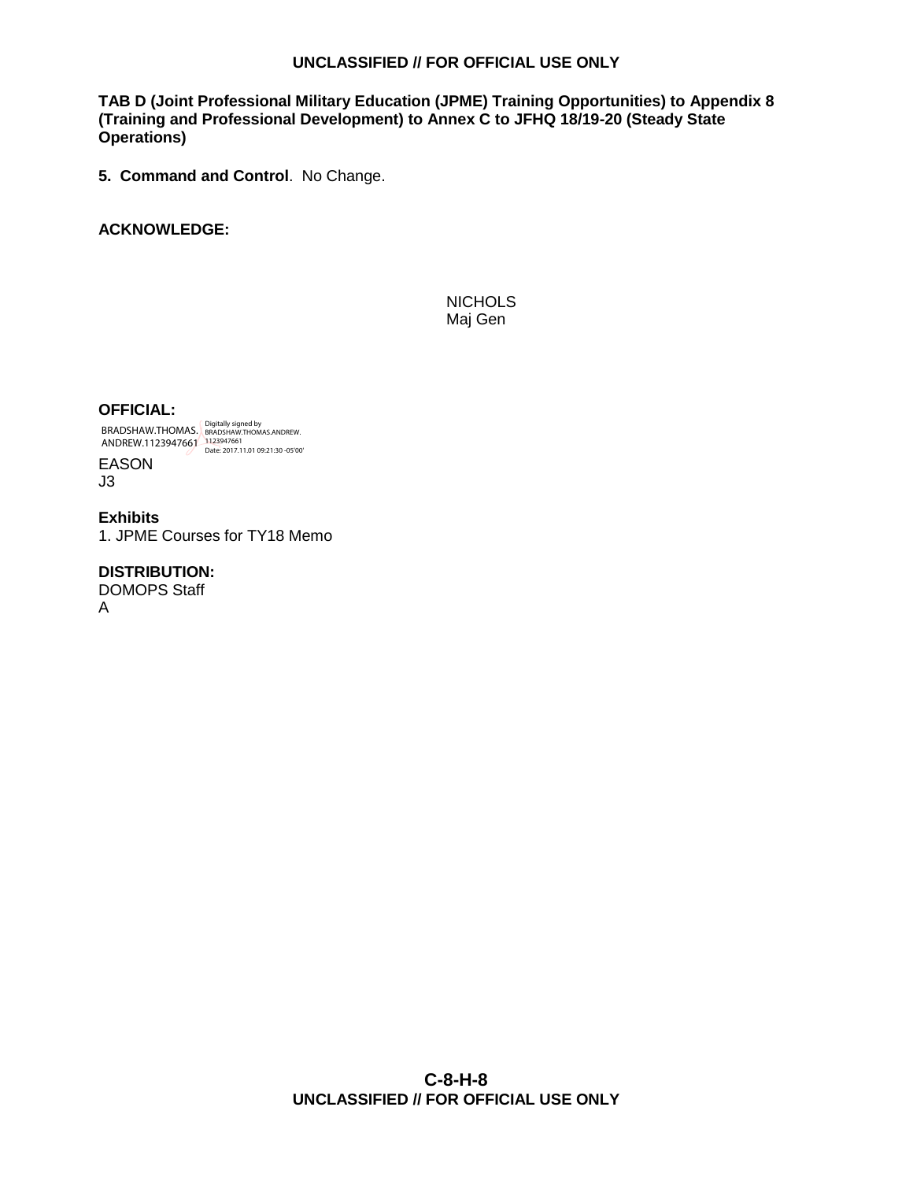**TAB D (Joint Professional Military Education (JPME) Training Opportunities) to Appendix 8 (Training and Professional Development) to Annex C to JFHQ 18/19-20 (Steady State Operations)**

**5. Command and Control**. No Change.

**ACKNOWLEDGE:**

NICHOLS
Maj Gen

**OFFICIAL:**

BRADSHAW.THOMAS.ANDREW.1123947661 Digitally signed by BRADSHAW.THOMAS.ANDREW.1123947661 Date: 2017.11.01 09:21:30 -05'00'

EASON
J3

**Exhibits**
1. JPME Courses for TY18 Memo

**DISTRIBUTION:**
DOMOPS Staff
A